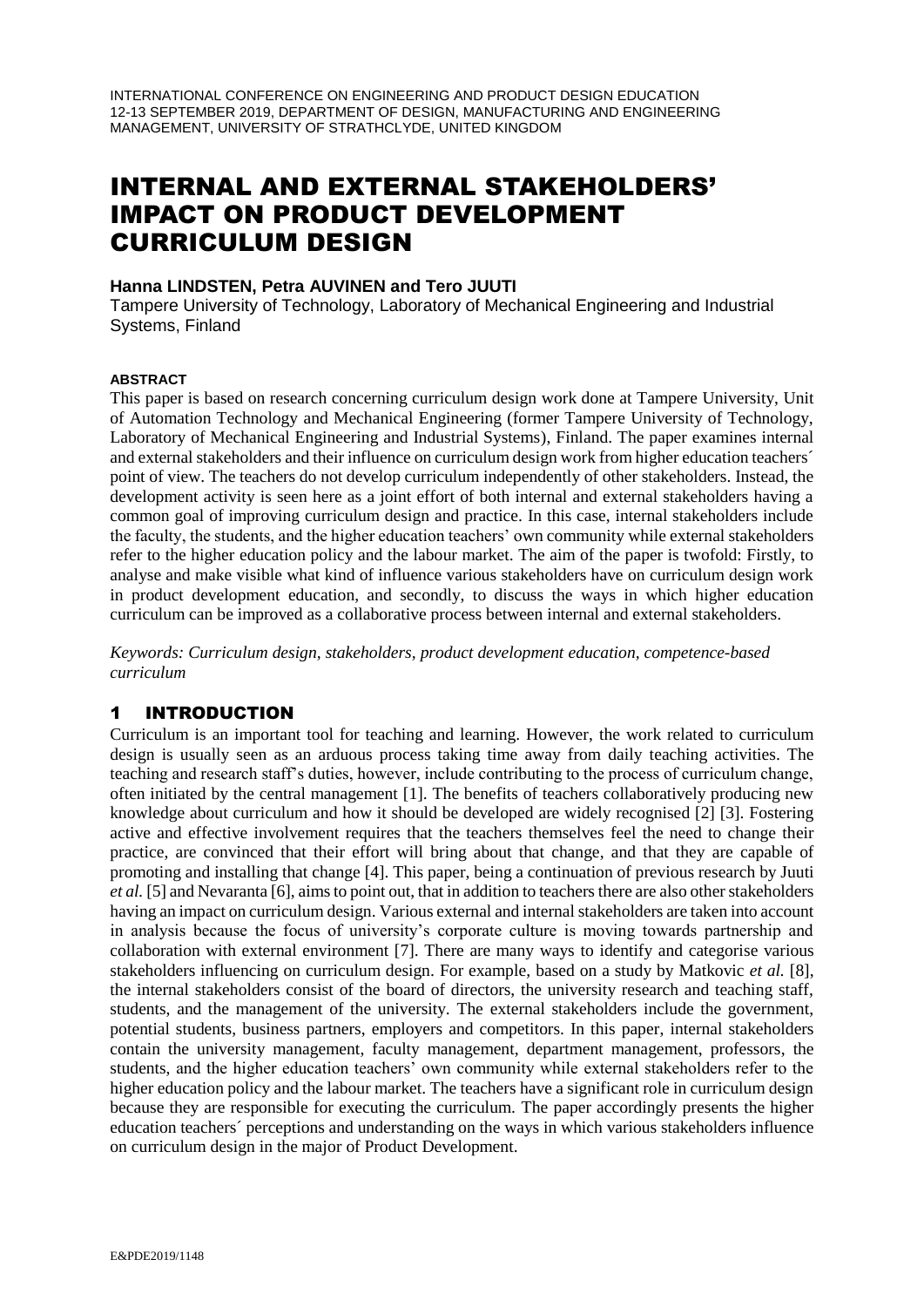INTERNATIONAL CONFERENCE ON ENGINEERING AND PRODUCT DESIGN EDUCATION
12-13 SEPTEMBER 2019, DEPARTMENT OF DESIGN, MANUFACTURING AND ENGINEERING MANAGEMENT, UNIVERSITY OF STRATHCLYDE, UNITED KINGDOM

# INTERNAL AND EXTERNAL STAKEHOLDERS' IMPACT ON PRODUCT DEVELOPMENT CURRICULUM DESIGN

**Hanna LINDSTEN, Petra AUVINEN and Tero JUUTI**

Tampere University of Technology, Laboratory of Mechanical Engineering and Industrial Systems, Finland

#### ABSTRACT

This paper is based on research concerning curriculum design work done at Tampere University, Unit of Automation Technology and Mechanical Engineering (former Tampere University of Technology, Laboratory of Mechanical Engineering and Industrial Systems), Finland. The paper examines internal and external stakeholders and their influence on curriculum design work from higher education teachers´ point of view. The teachers do not develop curriculum independently of other stakeholders. Instead, the development activity is seen here as a joint effort of both internal and external stakeholders having a common goal of improving curriculum design and practice. In this case, internal stakeholders include the faculty, the students, and the higher education teachers' own community while external stakeholders refer to the higher education policy and the labour market. The aim of the paper is twofold: Firstly, to analyse and make visible what kind of influence various stakeholders have on curriculum design work in product development education, and secondly, to discuss the ways in which higher education curriculum can be improved as a collaborative process between internal and external stakeholders.

*Keywords: Curriculum design, stakeholders, product development education, competence-based curriculum*

## 1 INTRODUCTION

Curriculum is an important tool for teaching and learning. However, the work related to curriculum design is usually seen as an arduous process taking time away from daily teaching activities. The teaching and research staff's duties, however, include contributing to the process of curriculum change, often initiated by the central management [1]. The benefits of teachers collaboratively producing new knowledge about curriculum and how it should be developed are widely recognised [2] [3]. Fostering active and effective involvement requires that the teachers themselves feel the need to change their practice, are convinced that their effort will bring about that change, and that they are capable of promoting and installing that change [4]. This paper, being a continuation of previous research by Juuti *et al.* [5] and Nevaranta [6], aims to point out, that in addition to teachers there are also other stakeholders having an impact on curriculum design. Various external and internal stakeholders are taken into account in analysis because the focus of university's corporate culture is moving towards partnership and collaboration with external environment [7]. There are many ways to identify and categorise various stakeholders influencing on curriculum design. For example, based on a study by Matkovic *et al.* [8], the internal stakeholders consist of the board of directors, the university research and teaching staff, students, and the management of the university. The external stakeholders include the government, potential students, business partners, employers and competitors. In this paper, internal stakeholders contain the university management, faculty management, department management, professors, the students, and the higher education teachers' own community while external stakeholders refer to the higher education policy and the labour market. The teachers have a significant role in curriculum design because they are responsible for executing the curriculum. The paper accordingly presents the higher education teachers´ perceptions and understanding on the ways in which various stakeholders influence on curriculum design in the major of Product Development.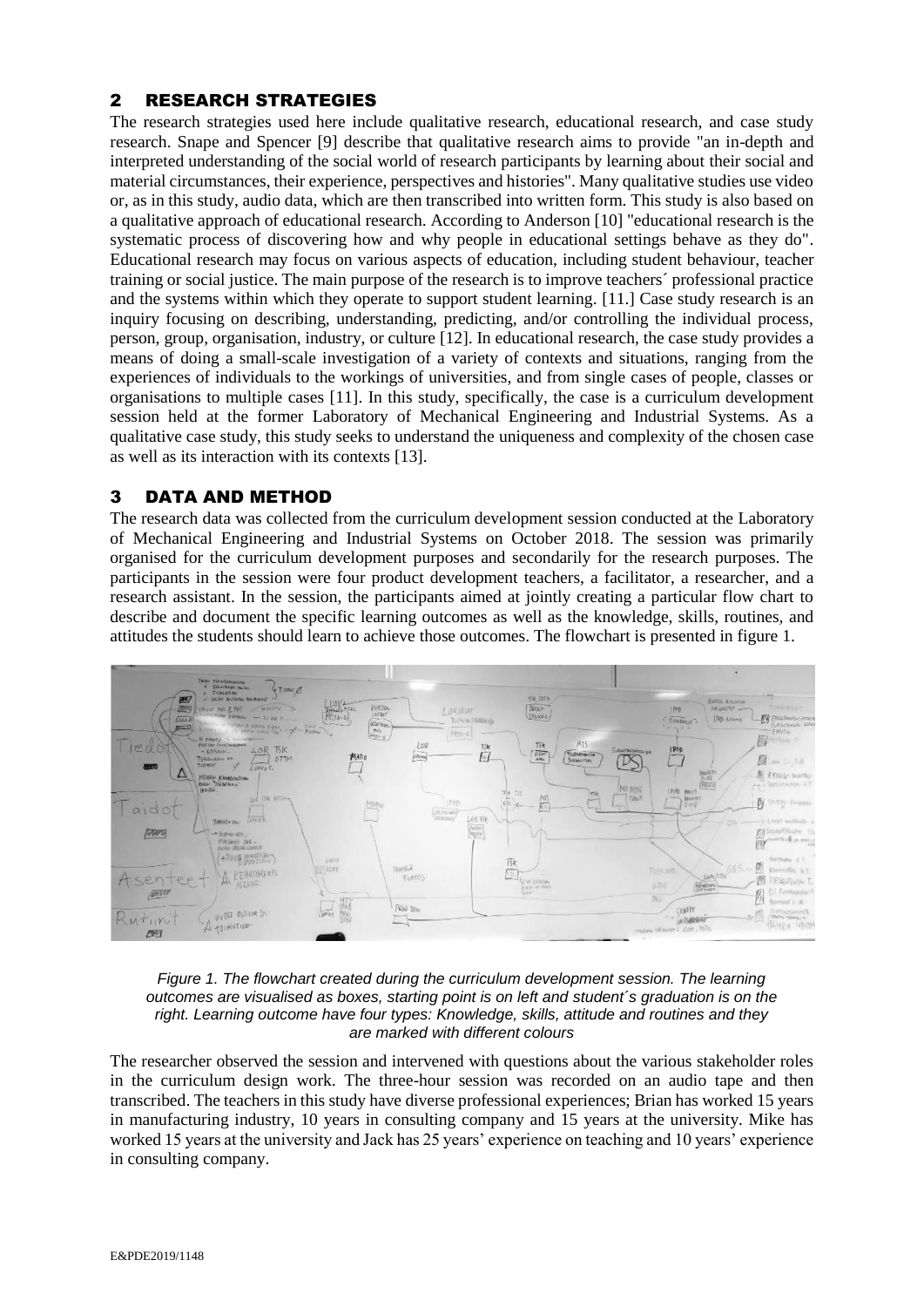## 2 RESEARCH STRATEGIES

The research strategies used here include qualitative research, educational research, and case study research. Snape and Spencer [9] describe that qualitative research aims to provide "an in-depth and interpreted understanding of the social world of research participants by learning about their social and material circumstances, their experience, perspectives and histories". Many qualitative studies use video or, as in this study, audio data, which are then transcribed into written form. This study is also based on a qualitative approach of educational research. According to Anderson [10] "educational research is the systematic process of discovering how and why people in educational settings behave as they do". Educational research may focus on various aspects of education, including student behaviour, teacher training or social justice. The main purpose of the research is to improve teachers´ professional practice and the systems within which they operate to support student learning. [11.] Case study research is an inquiry focusing on describing, understanding, predicting, and/or controlling the individual process, person, group, organisation, industry, or culture [12]. In educational research, the case study provides a means of doing a small-scale investigation of a variety of contexts and situations, ranging from the experiences of individuals to the workings of universities, and from single cases of people, classes or organisations to multiple cases [11]. In this study, specifically, the case is a curriculum development session held at the former Laboratory of Mechanical Engineering and Industrial Systems. As a qualitative case study, this study seeks to understand the uniqueness and complexity of the chosen case as well as its interaction with its contexts [13].

## 3 DATA AND METHOD

The research data was collected from the curriculum development session conducted at the Laboratory of Mechanical Engineering and Industrial Systems on October 2018. The session was primarily organised for the curriculum development purposes and secondarily for the research purposes. The participants in the session were four product development teachers, a facilitator, a researcher, and a research assistant. In the session, the participants aimed at jointly creating a particular flow chart to describe and document the specific learning outcomes as well as the knowledge, skills, routines, and attitudes the students should learn to achieve those outcomes. The flowchart is presented in figure 1.

*Figure 1. The flowchart created during the curriculum development session. The learning outcomes are visualised as boxes, starting point is on left and student´s graduation is on the right. Learning outcome have four types: Knowledge, skills, attitude and routines and they are marked with different colours*

The researcher observed the session and intervened with questions about the various stakeholder roles in the curriculum design work. The three-hour session was recorded on an audio tape and then transcribed. The teachers in this study have diverse professional experiences; Brian has worked 15 years in manufacturing industry, 10 years in consulting company and 15 years at the university. Mike has worked 15 years at the university and Jack has 25 years' experience on teaching and 10 years' experience in consulting company.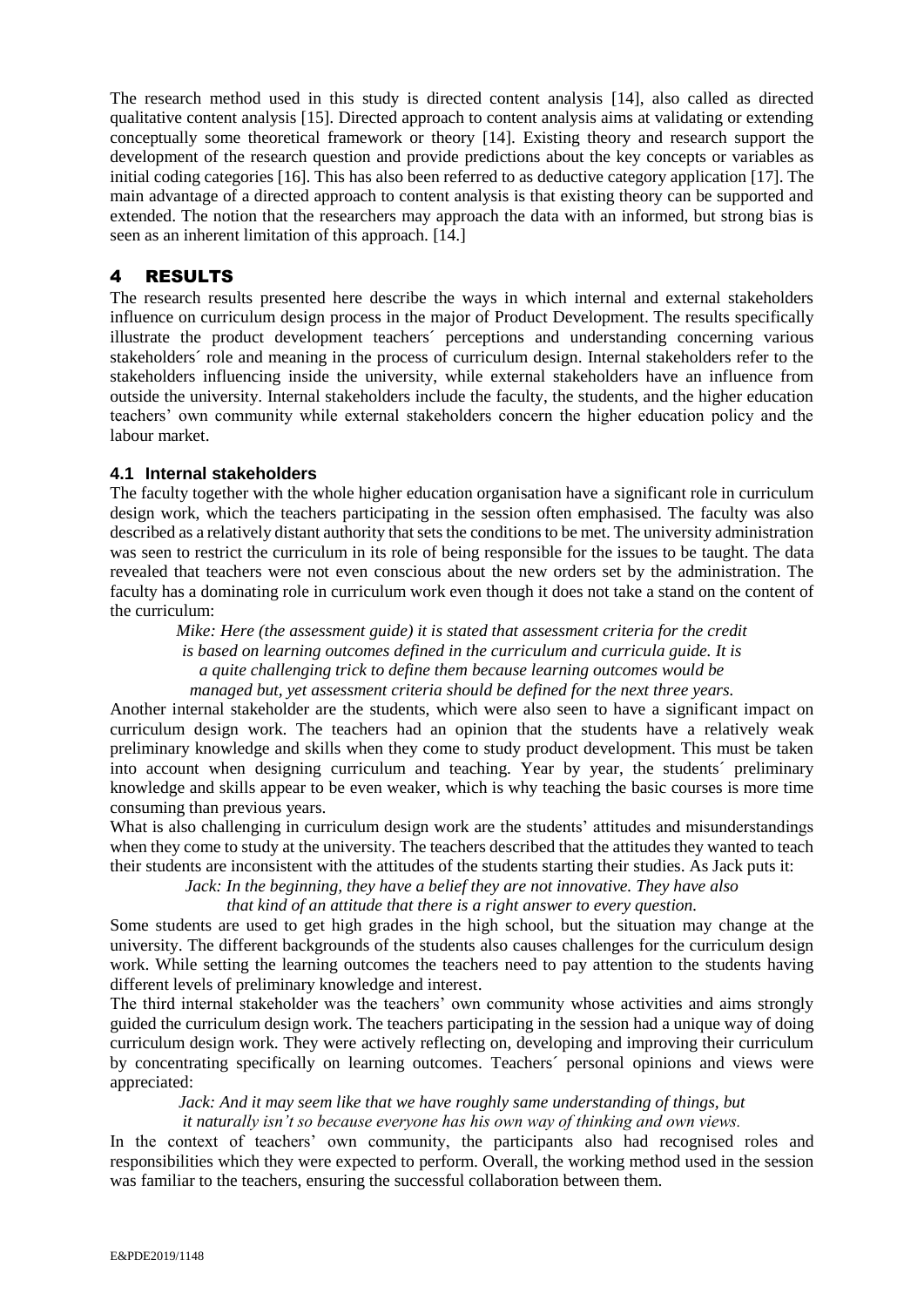The research method used in this study is directed content analysis [14], also called as directed qualitative content analysis [15]. Directed approach to content analysis aims at validating or extending conceptually some theoretical framework or theory [14]. Existing theory and research support the development of the research question and provide predictions about the key concepts or variables as initial coding categories [16]. This has also been referred to as deductive category application [17]. The main advantage of a directed approach to content analysis is that existing theory can be supported and extended. The notion that the researchers may approach the data with an informed, but strong bias is seen as an inherent limitation of this approach. [14.]

# 4 RESULTS

The research results presented here describe the ways in which internal and external stakeholders influence on curriculum design process in the major of Product Development. The results specifically illustrate the product development teachers´ perceptions and understanding concerning various stakeholders´ role and meaning in the process of curriculum design. Internal stakeholders refer to the stakeholders influencing inside the university, while external stakeholders have an influence from outside the university. Internal stakeholders include the faculty, the students, and the higher education teachers' own community while external stakeholders concern the higher education policy and the labour market.

## 4.1 Internal stakeholders

The faculty together with the whole higher education organisation have a significant role in curriculum design work, which the teachers participating in the session often emphasised. The faculty was also described as a relatively distant authority that sets the conditions to be met. The university administration was seen to restrict the curriculum in its role of being responsible for the issues to be taught. The data revealed that teachers were not even conscious about the new orders set by the administration. The faculty has a dominating role in curriculum work even though it does not take a stand on the content of the curriculum:

> *Mike: Here (the assessment guide) it is stated that assessment criteria for the credit is based on learning outcomes defined in the curriculum and curricula guide. It is a quite challenging trick to define them because learning outcomes would be managed but, yet assessment criteria should be defined for the next three years.*

Another internal stakeholder are the students, which were also seen to have a significant impact on curriculum design work. The teachers had an opinion that the students have a relatively weak preliminary knowledge and skills when they come to study product development. This must be taken into account when designing curriculum and teaching. Year by year, the students´ preliminary knowledge and skills appear to be even weaker, which is why teaching the basic courses is more time consuming than previous years.

What is also challenging in curriculum design work are the students' attitudes and misunderstandings when they come to study at the university. The teachers described that the attitudes they wanted to teach their students are inconsistent with the attitudes of the students starting their studies. As Jack puts it:

> *Jack: In the beginning, they have a belief they are not innovative. They have also that kind of an attitude that there is a right answer to every question.*

Some students are used to get high grades in the high school, but the situation may change at the university. The different backgrounds of the students also causes challenges for the curriculum design work. While setting the learning outcomes the teachers need to pay attention to the students having different levels of preliminary knowledge and interest.

The third internal stakeholder was the teachers' own community whose activities and aims strongly guided the curriculum design work. The teachers participating in the session had a unique way of doing curriculum design work. They were actively reflecting on, developing and improving their curriculum by concentrating specifically on learning outcomes. Teachers´ personal opinions and views were appreciated:

> *Jack: And it may seem like that we have roughly same understanding of things, but it naturally isn't so because everyone has his own way of thinking and own views.*

In the context of teachers' own community, the participants also had recognised roles and responsibilities which they were expected to perform. Overall, the working method used in the session was familiar to the teachers, ensuring the successful collaboration between them.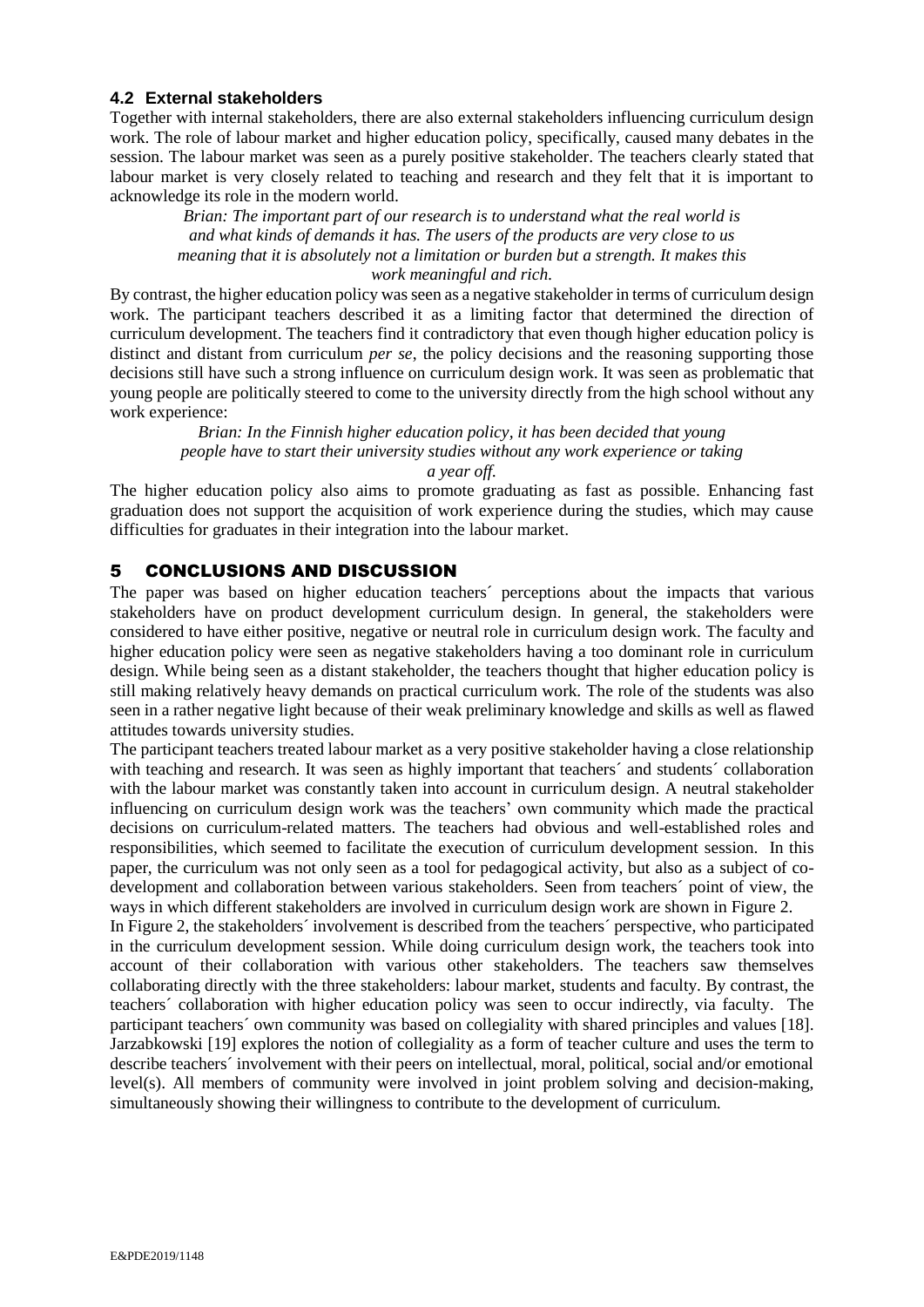### 4.2 External stakeholders

Together with internal stakeholders, there are also external stakeholders influencing curriculum design work. The role of labour market and higher education policy, specifically, caused many debates in the session. The labour market was seen as a purely positive stakeholder. The teachers clearly stated that labour market is very closely related to teaching and research and they felt that it is important to acknowledge its role in the modern world.

> *Brian: The important part of our research is to understand what the real world is and what kinds of demands it has. The users of the products are very close to us meaning that it is absolutely not a limitation or burden but a strength. It makes this work meaningful and rich.*

By contrast, the higher education policy was seen as a negative stakeholder in terms of curriculum design work. The participant teachers described it as a limiting factor that determined the direction of curriculum development. The teachers find it contradictory that even though higher education policy is distinct and distant from curriculum *per se*, the policy decisions and the reasoning supporting those decisions still have such a strong influence on curriculum design work. It was seen as problematic that young people are politically steered to come to the university directly from the high school without any work experience:

> *Brian: In the Finnish higher education policy, it has been decided that young people have to start their university studies without any work experience or taking a year off.*

The higher education policy also aims to promote graduating as fast as possible. Enhancing fast graduation does not support the acquisition of work experience during the studies, which may cause difficulties for graduates in their integration into the labour market.

## 5 CONCLUSIONS AND DISCUSSION

The paper was based on higher education teachers´ perceptions about the impacts that various stakeholders have on product development curriculum design. In general, the stakeholders were considered to have either positive, negative or neutral role in curriculum design work. The faculty and higher education policy were seen as negative stakeholders having a too dominant role in curriculum design. While being seen as a distant stakeholder, the teachers thought that higher education policy is still making relatively heavy demands on practical curriculum work. The role of the students was also seen in a rather negative light because of their weak preliminary knowledge and skills as well as flawed attitudes towards university studies.

The participant teachers treated labour market as a very positive stakeholder having a close relationship with teaching and research. It was seen as highly important that teachers´ and students´ collaboration with the labour market was constantly taken into account in curriculum design. A neutral stakeholder influencing on curriculum design work was the teachers' own community which made the practical decisions on curriculum-related matters. The teachers had obvious and well-established roles and responsibilities, which seemed to facilitate the execution of curriculum development session. In this paper, the curriculum was not only seen as a tool for pedagogical activity, but also as a subject of co-development and collaboration between various stakeholders. Seen from teachers´ point of view, the ways in which different stakeholders are involved in curriculum design work are shown in Figure 2.

In Figure 2, the stakeholders´ involvement is described from the teachers´ perspective, who participated in the curriculum development session. While doing curriculum design work, the teachers took into account of their collaboration with various other stakeholders. The teachers saw themselves collaborating directly with the three stakeholders: labour market, students and faculty. By contrast, the teachers´ collaboration with higher education policy was seen to occur indirectly, via faculty. The participant teachers´ own community was based on collegiality with shared principles and values [18]. Jarzabkowski [19] explores the notion of collegiality as a form of teacher culture and uses the term to describe teachers´ involvement with their peers on intellectual, moral, political, social and/or emotional level(s). All members of community were involved in joint problem solving and decision-making, simultaneously showing their willingness to contribute to the development of curriculum.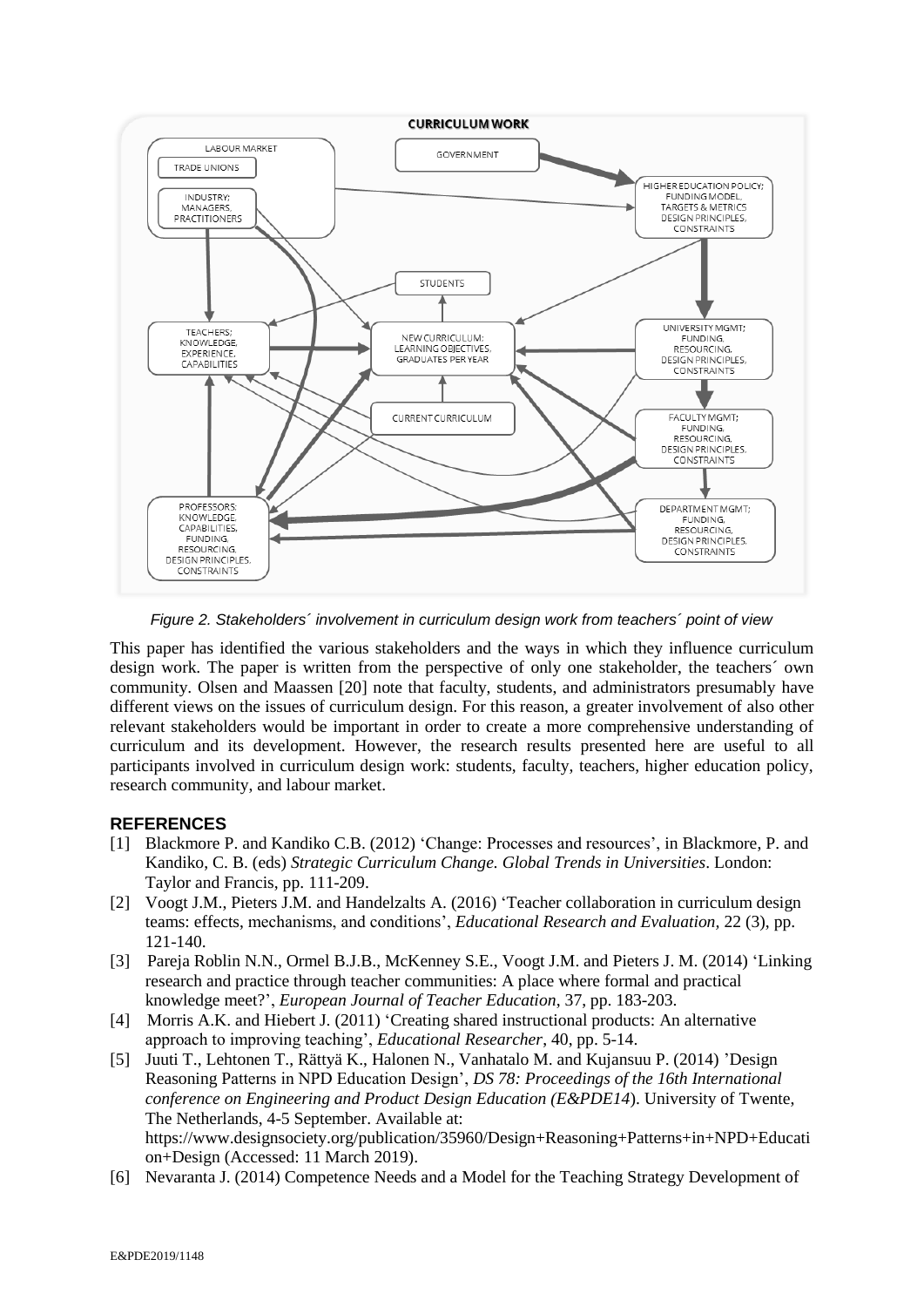Figure 2. Stakeholders´ involvement in curriculum design work from teachers´ point of view

This paper has identified the various stakeholders and the ways in which they influence curriculum design work. The paper is written from the perspective of only one stakeholder, the teachers´ own community. Olsen and Maassen [20] note that faculty, students, and administrators presumably have different views on the issues of curriculum design. For this reason, a greater involvement of also other relevant stakeholders would be important in order to create a more comprehensive understanding of curriculum and its development. However, the research results presented here are useful to all participants involved in curriculum design work: students, faculty, teachers, higher education policy, research community, and labour market.

## REFERENCES

[1] Blackmore P. and Kandiko C.B. (2012) ‘Change: Processes and resources’, in Blackmore, P. and Kandiko, C. B. (eds) *Strategic Curriculum Change. Global Trends in Universities*. London: Taylor and Francis, pp. 111-209.

[2] Voogt J.M., Pieters J.M. and Handelzalts A. (2016) ‘Teacher collaboration in curriculum design teams: effects, mechanisms, and conditions’, *Educational Research and Evaluation*, 22 (3), pp. 121-140.

[3] Pareja Roblin N.N., Ormel B.J.B., McKenney S.E., Voogt J.M. and Pieters J. M. (2014) ‘Linking research and practice through teacher communities: A place where formal and practical knowledge meet?’, *European Journal of Teacher Education*, 37, pp. 183-203.

[4] Morris A.K. and Hiebert J. (2011) ‘Creating shared instructional products: An alternative approach to improving teaching’, *Educational Researcher*, 40, pp. 5-14.

[5] Juuti T., Lehtonen T., Rättyä K., Halonen N., Vanhatalo M. and Kujansuu P. (2014) ’Design Reasoning Patterns in NPD Education Design’, *DS 78: Proceedings of the 16th International conference on Engineering and Product Design Education (E&PDE14*). University of Twente, The Netherlands, 4-5 September. Available at: https://www.designsociety.org/publication/35960/Design+Reasoning+Patterns+in+NPD+Education+Design (Accessed: 11 March 2019).

[6] Nevaranta J. (2014) Competence Needs and a Model for the Teaching Strategy Development of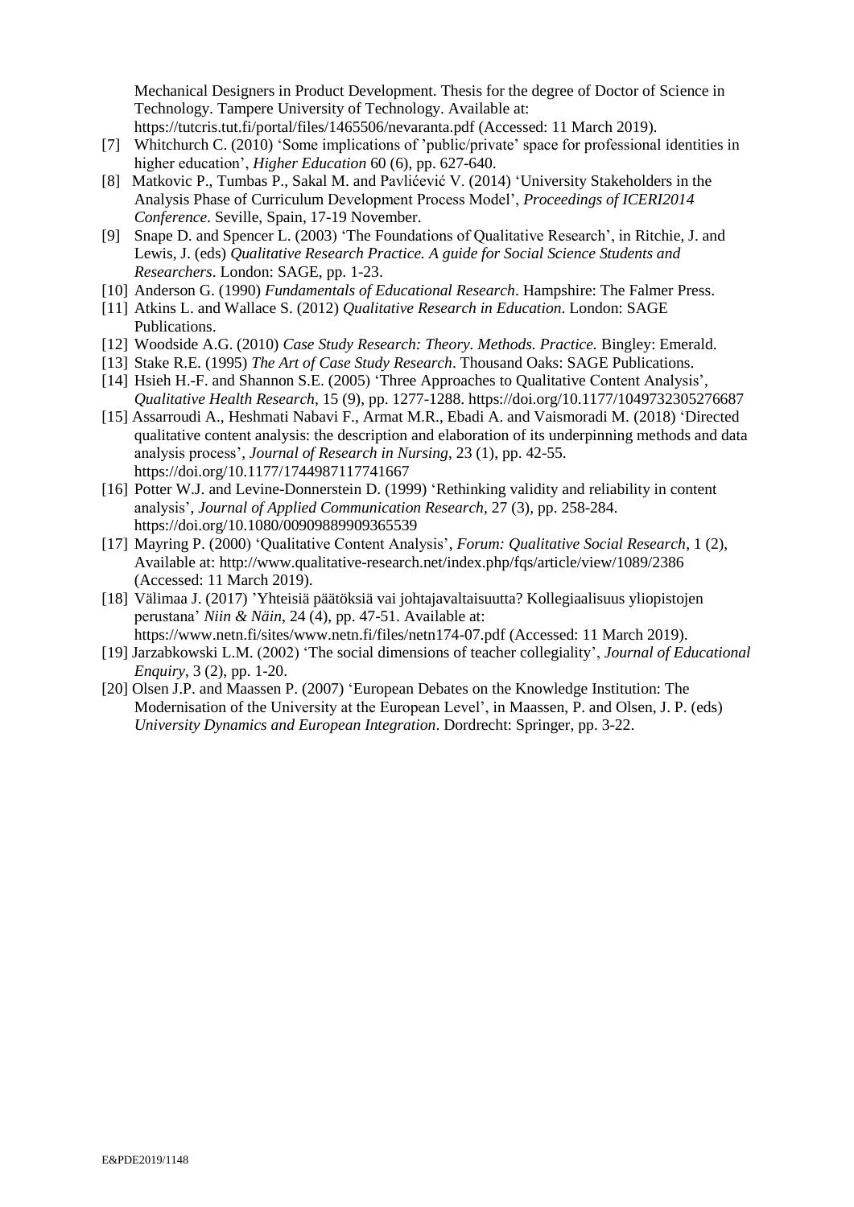Mechanical Designers in Product Development. Thesis for the degree of Doctor of Science in Technology. Tampere University of Technology. Available at: https://tutcris.tut.fi/portal/files/1465506/nevaranta.pdf (Accessed: 11 March 2019).

[7] Whitchurch C. (2010) 'Some implications of 'public/private' space for professional identities in higher education', *Higher Education* 60 (6), pp. 627-640.

[8] Matkovic P., Tumbas P., Sakal M. and Pavlićević V. (2014) 'University Stakeholders in the Analysis Phase of Curriculum Development Process Model', *Proceedings of ICERI2014 Conference*. Seville, Spain, 17-19 November.

[9] Snape D. and Spencer L. (2003) 'The Foundations of Qualitative Research', in Ritchie, J. and Lewis, J. (eds) *Qualitative Research Practice. A guide for Social Science Students and Researchers*. London: SAGE, pp. 1-23.

[10] Anderson G. (1990) *Fundamentals of Educational Research*. Hampshire: The Falmer Press.

[11] Atkins L. and Wallace S. (2012) *Qualitative Research in Education*. London: SAGE Publications.

[12] Woodside A.G. (2010) *Case Study Research: Theory. Methods. Practice.* Bingley: Emerald.

[13] Stake R.E. (1995) *The Art of Case Study Research*. Thousand Oaks: SAGE Publications.

[14] Hsieh H.-F. and Shannon S.E. (2005) 'Three Approaches to Qualitative Content Analysis', *Qualitative Health Research*, 15 (9), pp. 1277-1288. https://doi.org/10.1177/1049732305276687

[15] Assarroudi A., Heshmati Nabavi F., Armat M.R., Ebadi A. and Vaismoradi M. (2018) 'Directed qualitative content analysis: the description and elaboration of its underpinning methods and data analysis process', *Journal of Research in Nursing*, 23 (1), pp. 42-55. https://doi.org/10.1177/1744987117741667

[16] Potter W.J. and Levine-Donnerstein D. (1999) 'Rethinking validity and reliability in content analysis', *Journal of Applied Communication Research*, 27 (3), pp. 258-284. https://doi.org/10.1080/00909889909365539

[17] Mayring P. (2000) 'Qualitative Content Analysis', *Forum: Qualitative Social Research*, 1 (2), Available at: http://www.qualitative-research.net/index.php/fqs/article/view/1089/2386 (Accessed: 11 March 2019).

[18] Välimaa J. (2017) 'Yhteisiä päätöksiä vai johtajavaltaisuutta? Kollegiaalisuus yliopistojen perustana' *Niin & Näin*, 24 (4), pp. 47-51. Available at: https://www.netn.fi/sites/www.netn.fi/files/netn174-07.pdf (Accessed: 11 March 2019).

[19] Jarzabkowski L.M. (2002) 'The social dimensions of teacher collegiality', *Journal of Educational Enquiry*, 3 (2), pp. 1-20.

[20] Olsen J.P. and Maassen P. (2007) 'European Debates on the Knowledge Institution: The Modernisation of the University at the European Level', in Maassen, P. and Olsen, J. P. (eds) *University Dynamics and European Integration*. Dordrecht: Springer, pp. 3-22.